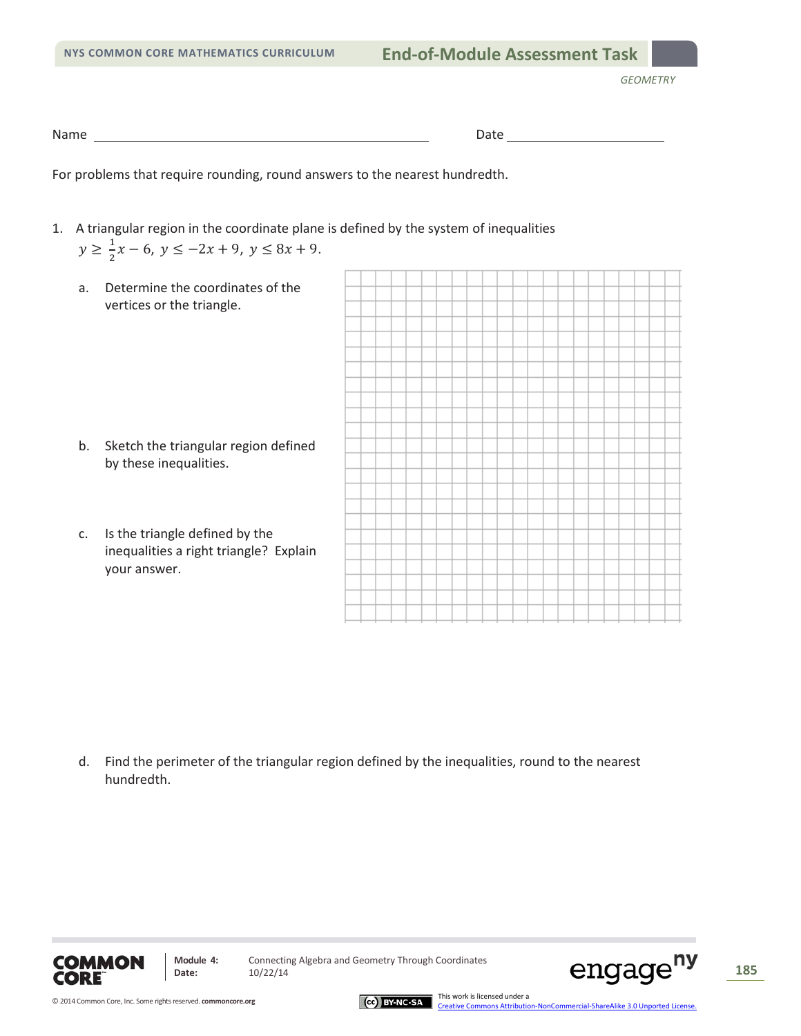Name ______________________________ Date ______________

For problems that require rounding, round answers to the nearest hundredth.

1. A triangular region in the coordinate plane is defined by the system of inequalities $y \geq \frac{1}{2}x - 6,\ y \leq -2x + 9,\ y \leq 8x + 9.$

   a. Determine the coordinates of the vertices or the triangle.

   b. Sketch the triangular region defined by these inequalities.

   c. Is the triangle defined by the inequalities a right triangle? Explain your answer.

   d. Find the perimeter of the triangular region defined by the inequalities, round to the nearest hundredth.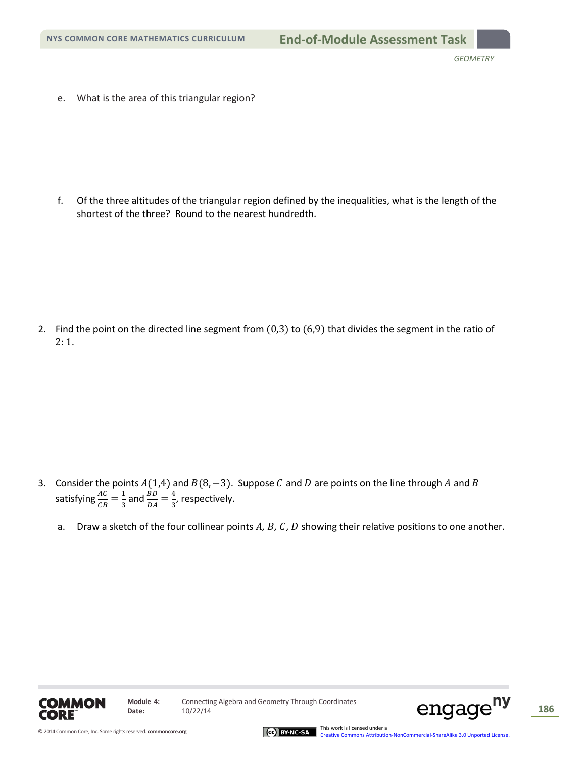e. What is the area of this triangular region?

f. Of the three altitudes of the triangular region defined by the inequalities, what is the length of the shortest of the three? Round to the nearest hundredth.

2. Find the point on the directed line segment from $(0,3)$ to $(6,9)$ that divides the segment in the ratio of $2:1$.

3. Consider the points $A(1,4)$ and $B(8,-3)$. Suppose $C$ and $D$ are points on the line through $A$ and $B$ satisfying $\frac{AC}{CB} = \frac{1}{3}$ and $\frac{BD}{DA} = \frac{4}{3}$, respectively.

   a. Draw a sketch of the four collinear points $A, B, C, D$ showing their relative positions to one another.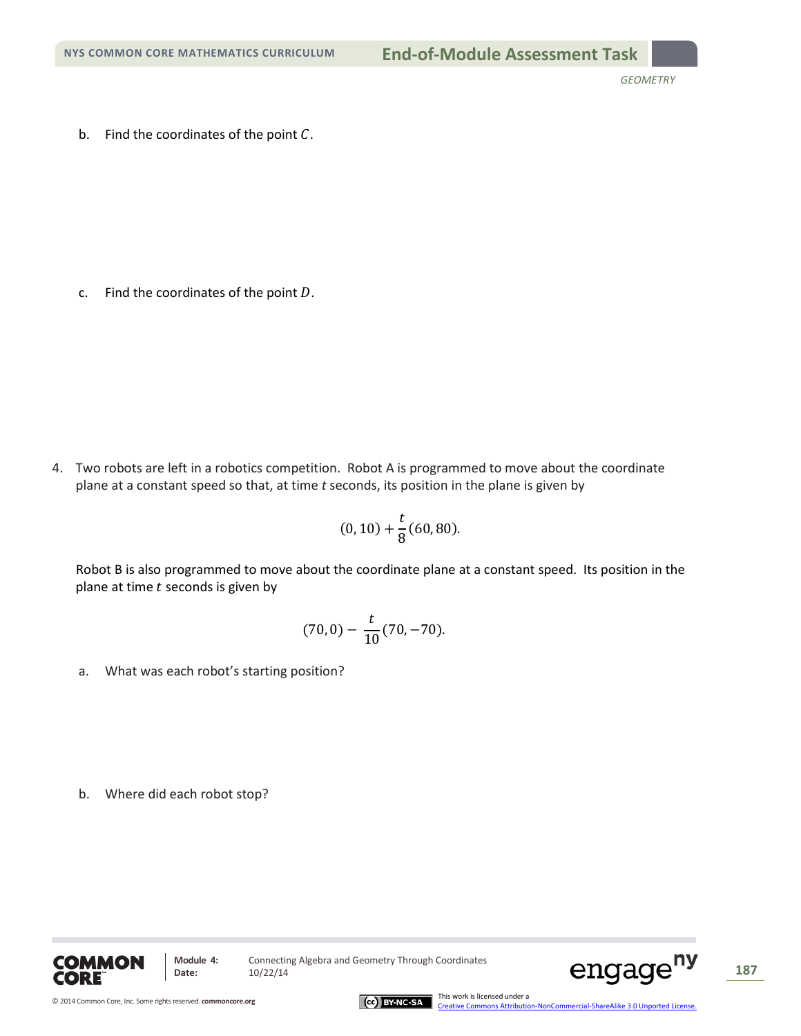b. Find the coordinates of the point $C$.

c. Find the coordinates of the point $D$.

4. Two robots are left in a robotics competition. Robot A is programmed to move about the coordinate plane at a constant speed so that, at time $t$ seconds, its position in the plane is given by

$$(0, 10) + \frac{t}{8}(60, 80).$$

Robot B is also programmed to move about the coordinate plane at a constant speed. Its position in the plane at time $t$ seconds is given by

$$(70, 0) - \frac{t}{10}(70, -70).$$

a. What was each robot's starting position?

b. Where did each robot stop?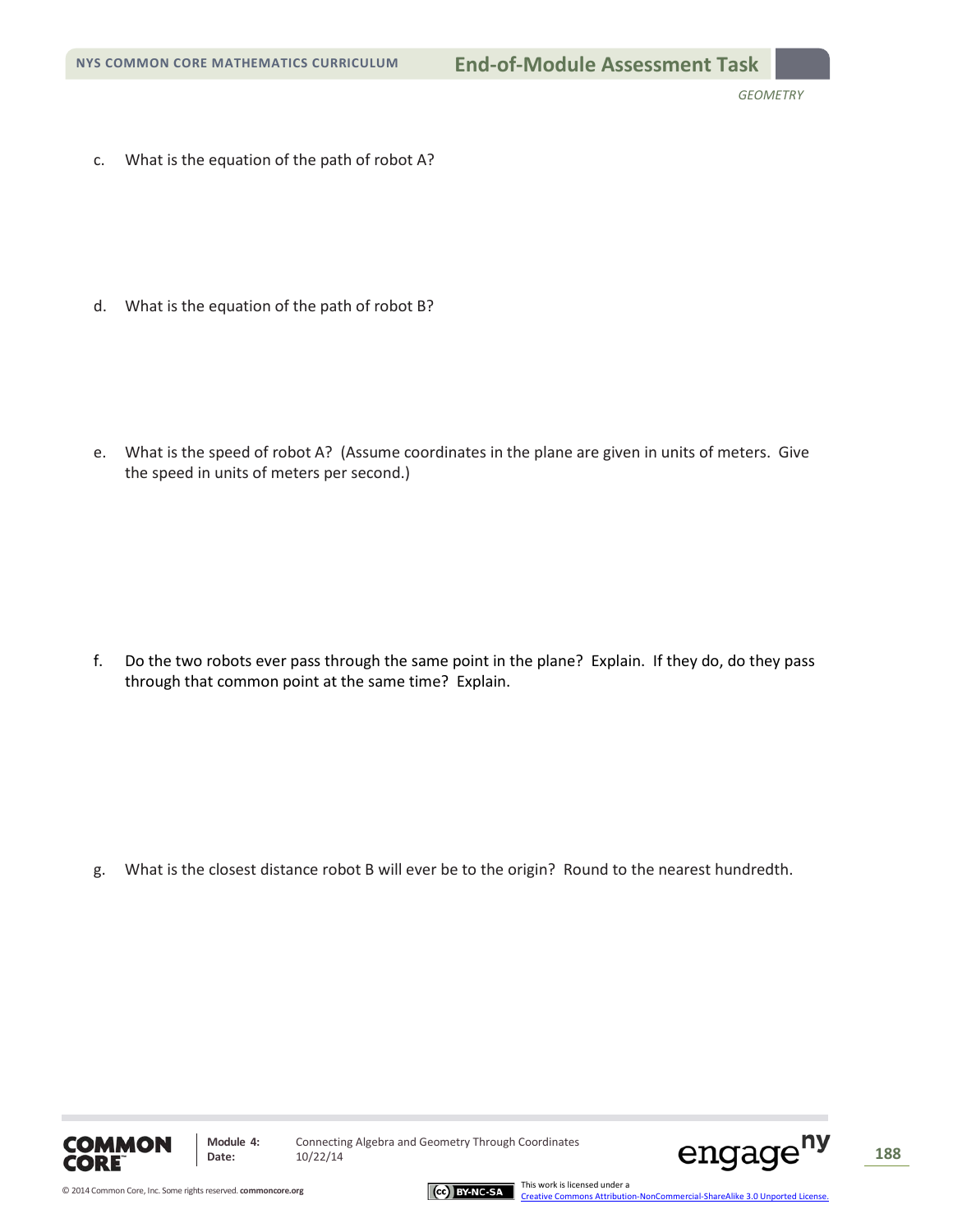c. What is the equation of the path of robot A?

d. What is the equation of the path of robot B?

e. What is the speed of robot A? (Assume coordinates in the plane are given in units of meters. Give the speed in units of meters per second.)

f. Do the two robots ever pass through the same point in the plane? Explain. If they do, do they pass through that common point at the same time? Explain.

g. What is the closest distance robot B will ever be to the origin? Round to the nearest hundredth.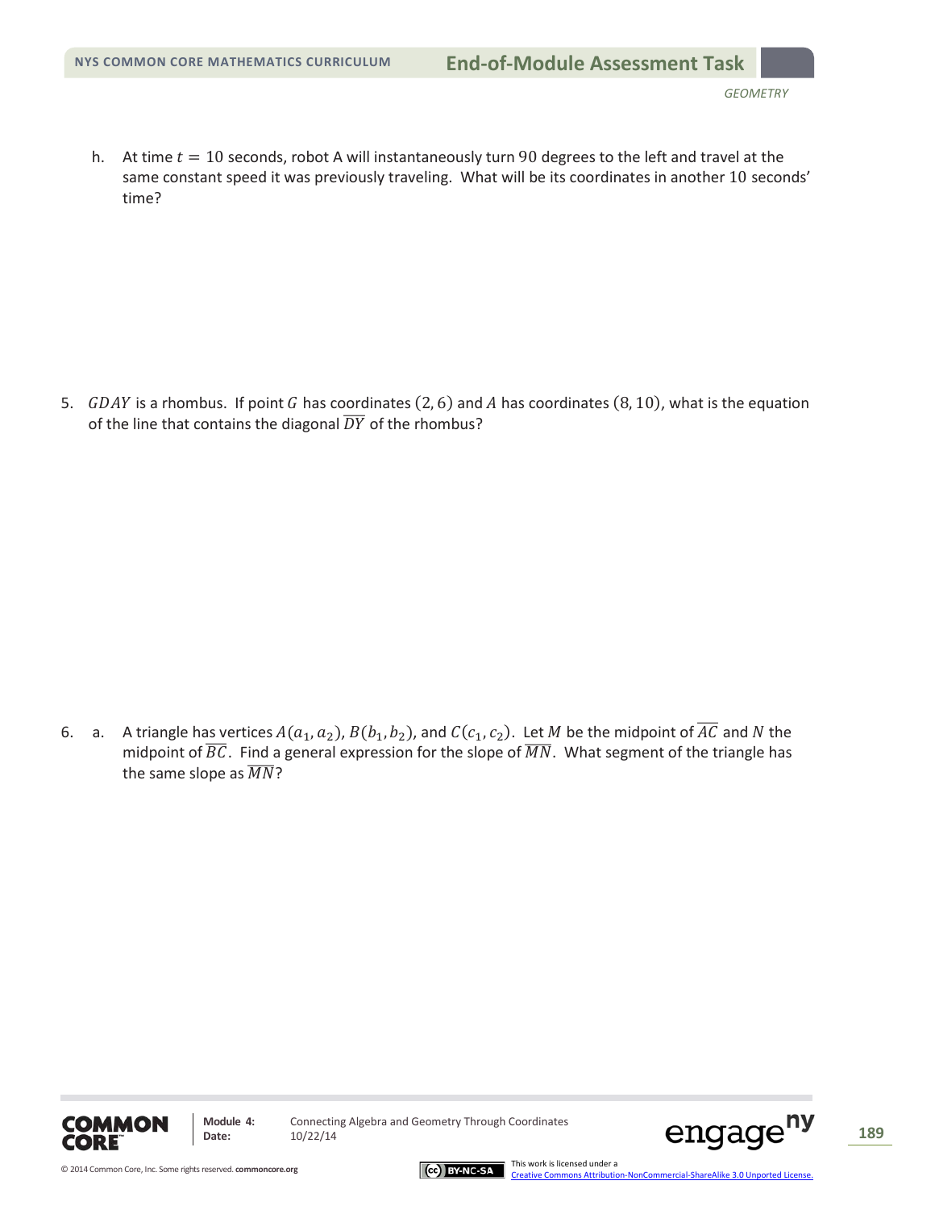h. At time $t = 10$ seconds, robot A will instantaneously turn 90 degrees to the left and travel at the same constant speed it was previously traveling. What will be its coordinates in another 10 seconds' time?

5. $GDAY$ is a rhombus. If point $G$ has coordinates $(2, 6)$ and $A$ has coordinates $(8, 10)$, what is the equation of the line that contains the diagonal $\overline{DY}$ of the rhombus?

6. a. A triangle has vertices $A(a_1, a_2)$, $B(b_1, b_2)$, and $C(c_1, c_2)$. Let $M$ be the midpoint of $\overline{AC}$ and $N$ the midpoint of $\overline{BC}$. Find a general expression for the slope of $\overline{MN}$. What segment of the triangle has the same slope as $\overline{MN}$?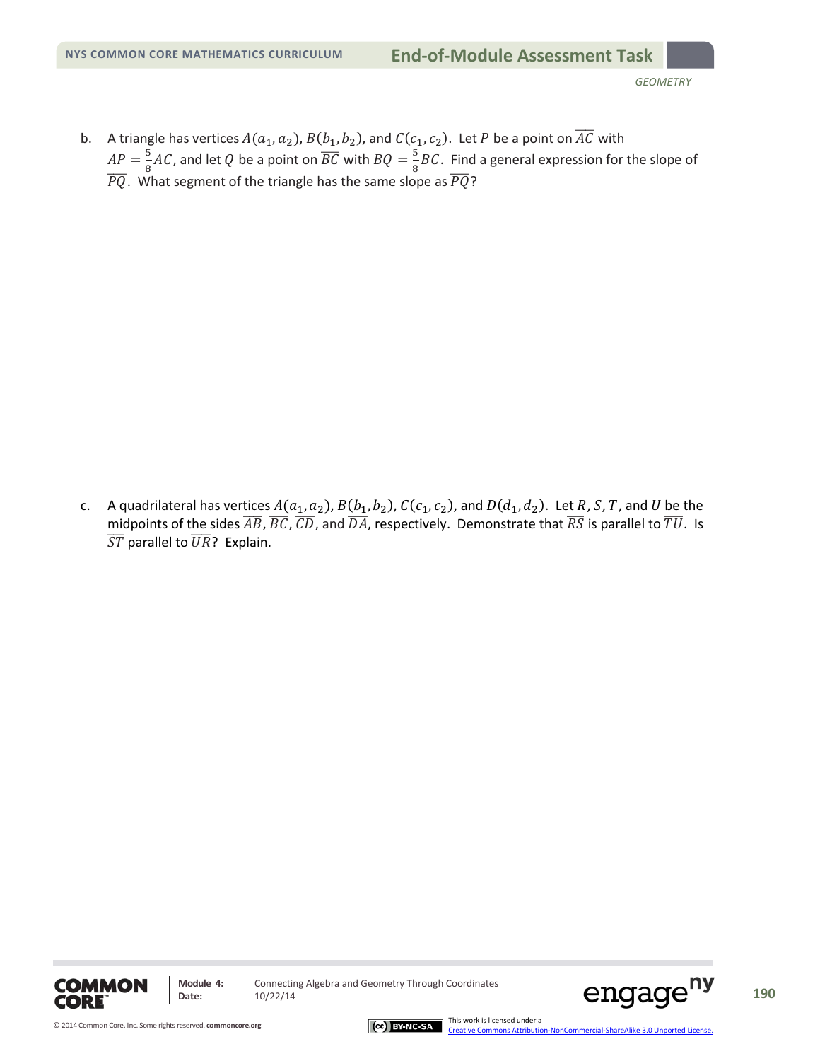b. A triangle has vertices $A(a_1, a_2)$, $B(b_1, b_2)$, and $C(c_1, c_2)$. Let $P$ be a point on $\overline{AC}$ with $AP = \frac{5}{8}AC$, and let $Q$ be a point on $\overline{BC}$ with $BQ = \frac{5}{8}BC$. Find a general expression for the slope of $\overline{PQ}$. What segment of the triangle has the same slope as $\overline{PQ}$?

c. A quadrilateral has vertices $A(a_1, a_2)$, $B(b_1, b_2)$, $C(c_1, c_2)$, and $D(d_1, d_2)$. Let $R$, $S$, $T$, and $U$ be the midpoints of the sides $\overline{AB}$, $\overline{BC}$, $\overline{CD}$, and $\overline{DA}$, respectively. Demonstrate that $\overline{RS}$ is parallel to $\overline{TU}$. Is $\overline{ST}$ parallel to $\overline{UR}$? Explain.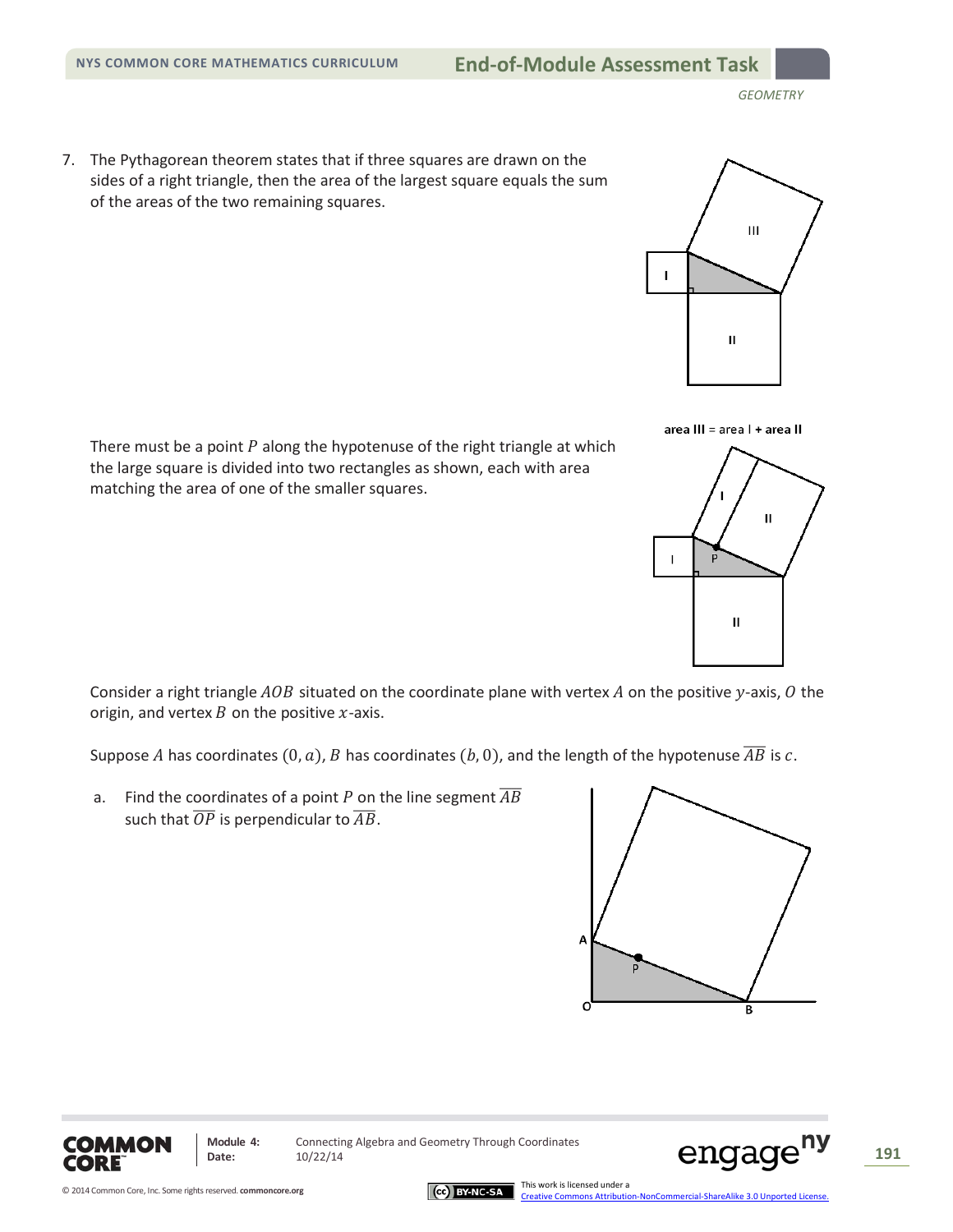7. The Pythagorean theorem states that if three squares are drawn on the sides of a right triangle, then the area of the largest square equals the sum of the areas of the two remaining squares.

**area III** = area I **+ area II**

There must be a point $P$ along the hypotenuse of the right triangle at which the large square is divided into two rectangles as shown, each with area matching the area of one of the smaller squares.

Consider a right triangle $AOB$ situated on the coordinate plane with vertex $A$ on the positive $y$-axis, $O$ the origin, and vertex $B$ on the positive $x$-axis.

Suppose $A$ has coordinates $(0, a)$, $B$ has coordinates $(b, 0)$, and the length of the hypotenuse $\overline{AB}$ is $c$.

a. Find the coordinates of a point $P$ on the line segment $\overline{AB}$ such that $\overline{OP}$ is perpendicular to $\overline{AB}$.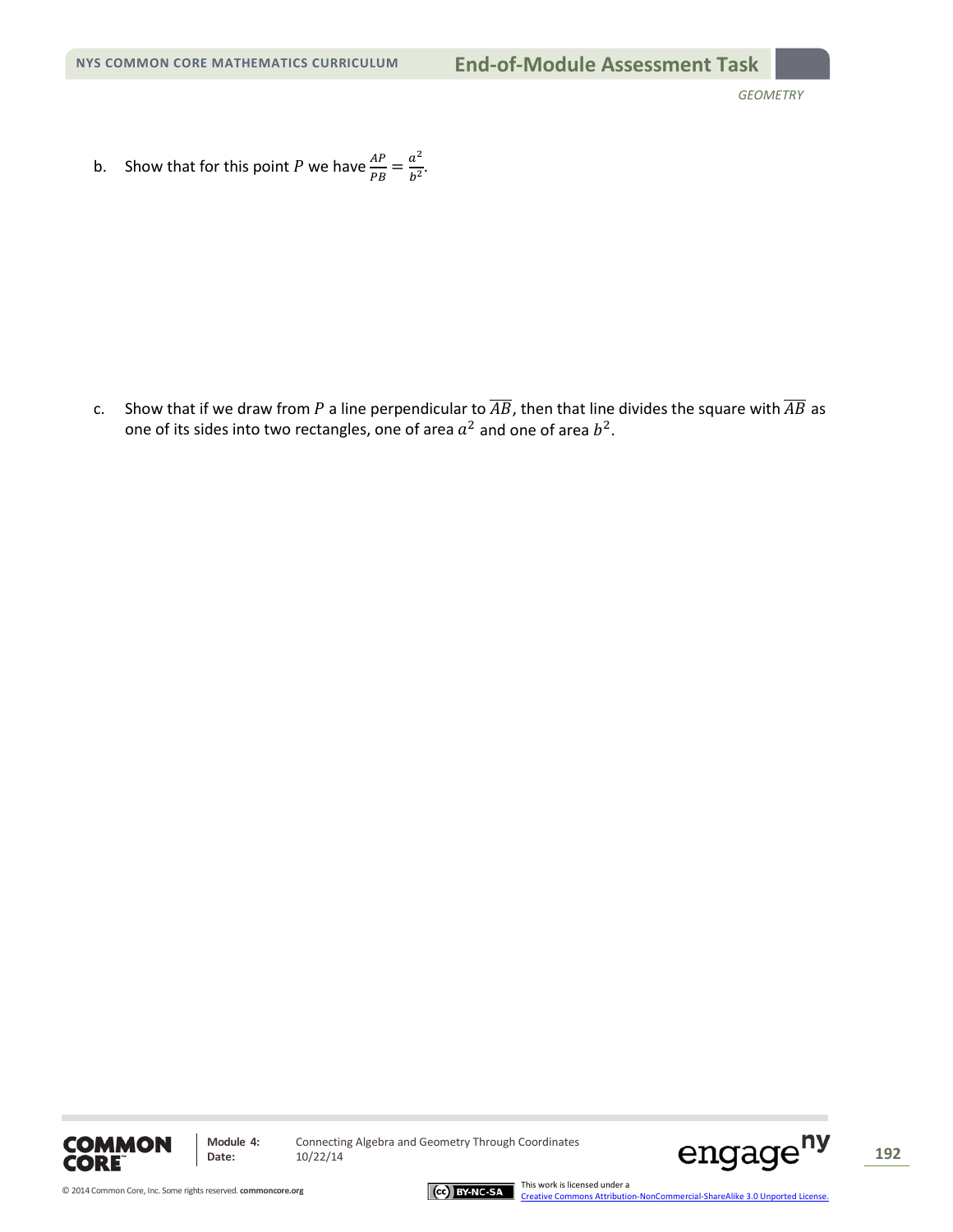b. Show that for this point $P$ we have $\frac{AP}{PB} = \frac{a^2}{b^2}$.

c. Show that if we draw from $P$ a line perpendicular to $\overline{AB}$, then that line divides the square with $\overline{AB}$ as one of its sides into two rectangles, one of area $a^2$ and one of area $b^2$.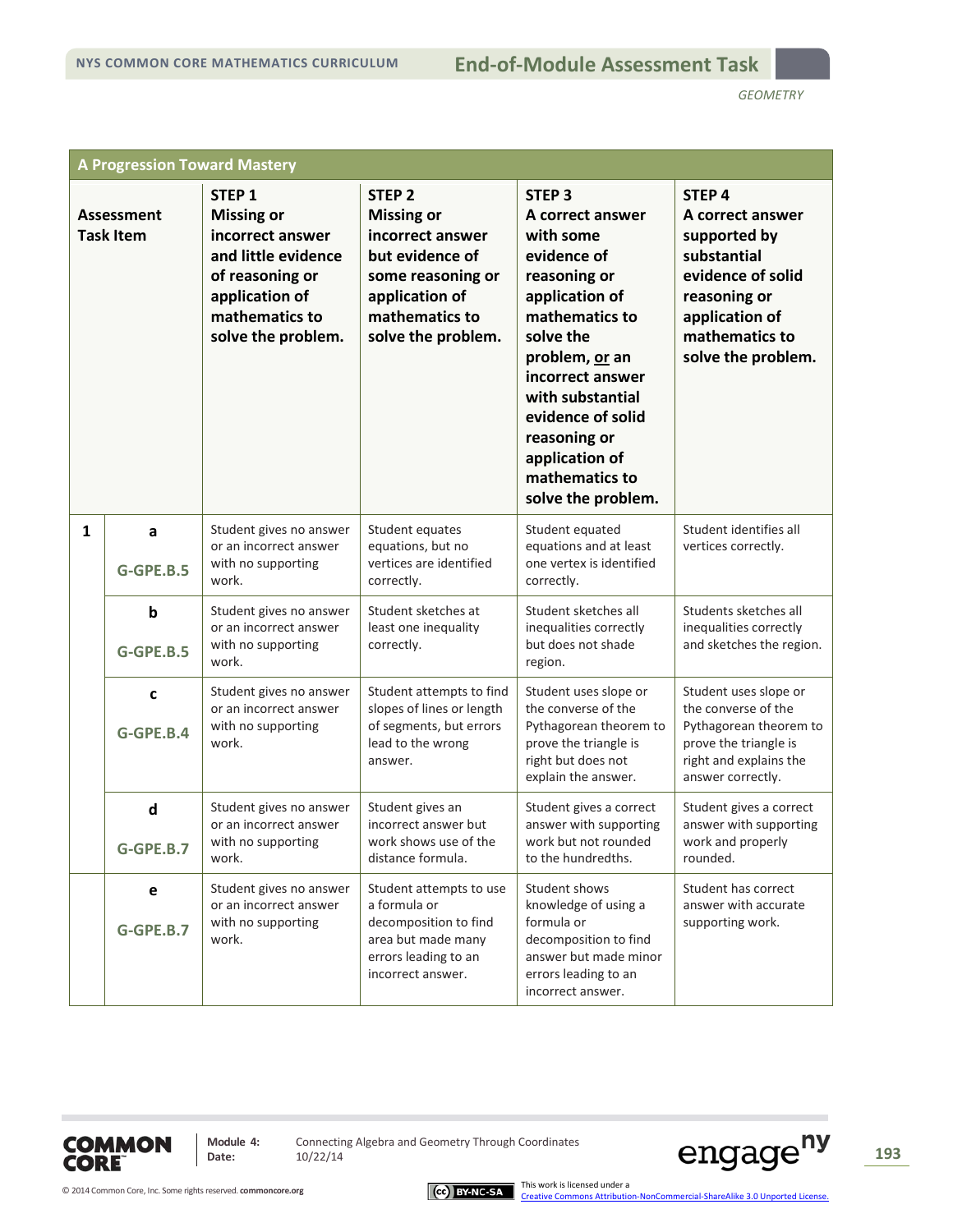## A Progression Toward Mastery

| Assessment Task Item | | STEP 1 Missing or incorrect answer and little evidence of reasoning or application of mathematics to solve the problem. | STEP 2 Missing or incorrect answer but evidence of some reasoning or application of mathematics to solve the problem. | STEP 3 A correct answer with some evidence of reasoning or application of mathematics to solve the problem, <u>or</u> an incorrect answer with substantial evidence of solid reasoning or application of mathematics to solve the problem. | STEP 4 A correct answer supported by substantial evidence of solid reasoning or application of mathematics to solve the problem. |
|---|---|---|---|---|---|
| **1** | **a** G-GPE.B.5 | Student gives no answer or an incorrect answer with no supporting work. | Student equates equations, but no vertices are identified correctly. | Student equated equations and at least one vertex is identified correctly. | Student identifies all vertices correctly. |
| | **b** G-GPE.B.5 | Student gives no answer or an incorrect answer with no supporting work. | Student sketches at least one inequality correctly. | Student sketches all inequalities correctly but does not shade region. | Students sketches all inequalities correctly and sketches the region. |
| | **c** G-GPE.B.4 | Student gives no answer or an incorrect answer with no supporting work. | Student attempts to find slopes of lines or length of segments, but errors lead to the wrong answer. | Student uses slope or the converse of the Pythagorean theorem to prove the triangle is right but does not explain the answer. | Student uses slope or the converse of the Pythagorean theorem to prove the triangle is right and explains the answer correctly. |
| | **d** G-GPE.B.7 | Student gives no answer or an incorrect answer with no supporting work. | Student gives an incorrect answer but work shows use of the distance formula. | Student gives a correct answer with supporting work but not rounded to the hundredths. | Student gives a correct answer with supporting work and properly rounded. |
| | **e** G-GPE.B.7 | Student gives no answer or an incorrect answer with no supporting work. | Student attempts to use a formula or decomposition to find area but made many errors leading to an incorrect answer. | Student shows knowledge of using a formula or decomposition to find answer but made minor errors leading to an incorrect answer. | Student has correct answer with accurate supporting work. |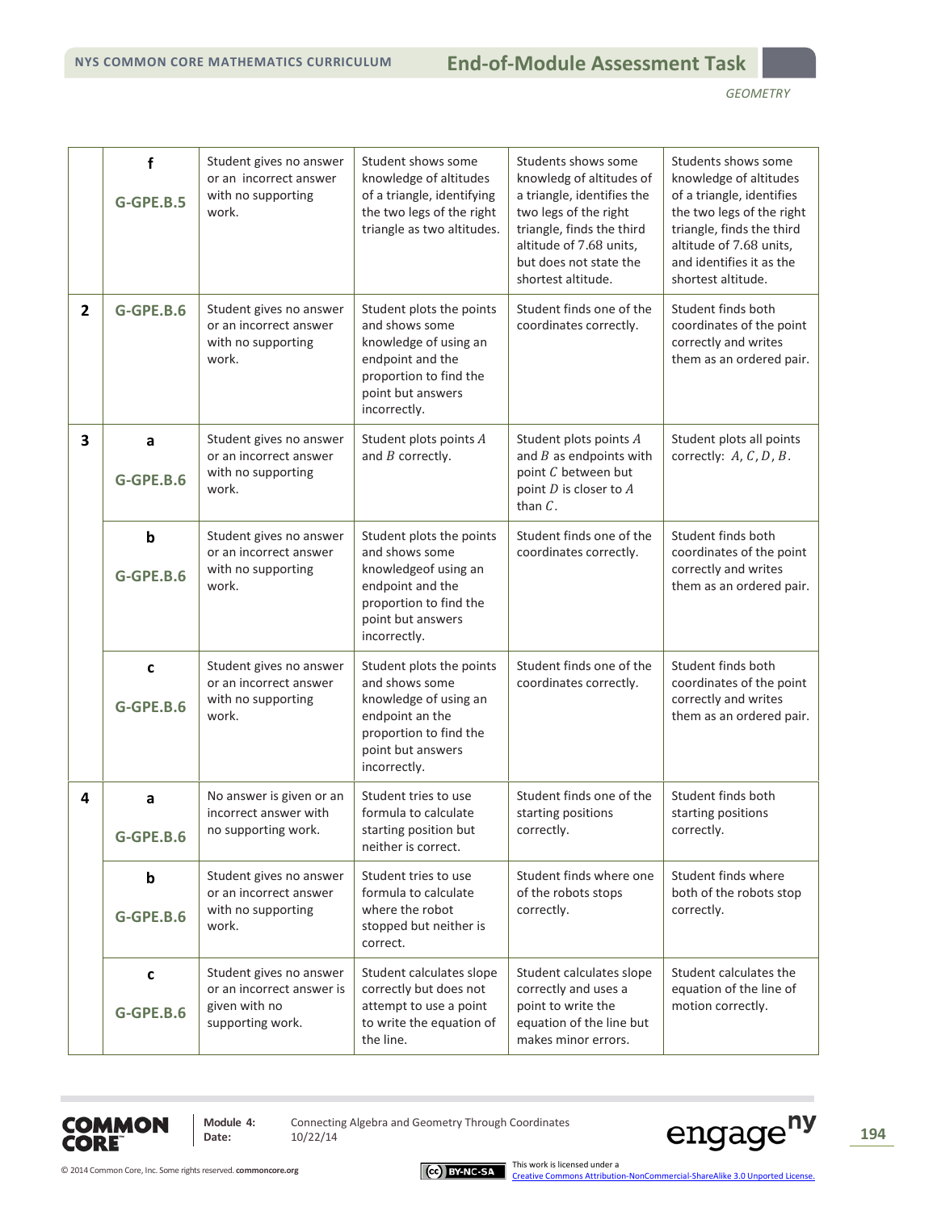| | | | | | |
|---|---|---|---|---|---|
| | **f**<br>**G-GPE.B.5** | Student gives no answer or an incorrect answer with no supporting work. | Student shows some knowledge of altitudes of a triangle, identifying the two legs of the right triangle as two altitudes. | Students shows some knowledg of altitudes of a triangle, identifies the two legs of the right triangle, finds the third altitude of 7.68 units, but does not state the shortest altitude. | Students shows some knowledge of altitudes of a triangle, identifies the two legs of the right triangle, finds the third altitude of 7.68 units, and identifies it as the shortest altitude. |
| **2** | **G-GPE.B.6** | Student gives no answer or an incorrect answer with no supporting work. | Student plots the points and shows some knowledge of using an endpoint and the proportion to find the point but answers incorrectly. | Student finds one of the coordinates correctly. | Student finds both coordinates of the point correctly and writes them as an ordered pair. |
| **3** | **a**<br>**G-GPE.B.6** | Student gives no answer or an incorrect answer with no supporting work. | Student plots points $A$ and $B$ correctly. | Student plots points $A$ and $B$ as endpoints with point $C$ between but point $D$ is closer to $A$ than $C$. | Student plots all points correctly: $A, C, D, B$. |
| | **b**<br>**G-GPE.B.6** | Student gives no answer or an incorrect answer with no supporting work. | Student plots the points and shows some knowledgeof using an endpoint and the proportion to find the point but answers incorrectly. | Student finds one of the coordinates correctly. | Student finds both coordinates of the point correctly and writes them as an ordered pair. |
| | **c**<br>**G-GPE.B.6** | Student gives no answer or an incorrect answer with no supporting work. | Student plots the points and shows some knowledge of using an endpoint an the proportion to find the point but answers incorrectly. | Student finds one of the coordinates correctly. | Student finds both coordinates of the point correctly and writes them as an ordered pair. |
| **4** | **a**<br>**G-GPE.B.6** | No answer is given or an incorrect answer with no supporting work. | Student tries to use formula to calculate starting position but neither is correct. | Student finds one of the starting positions correctly. | Student finds both starting positions correctly. |
| | **b**<br>**G-GPE.B.6** | Student gives no answer or an incorrect answer with no supporting work. | Student tries to use formula to calculate where the robot stopped but neither is correct. | Student finds where one of the robots stops correctly. | Student finds where both of the robots stop correctly. |
| | **c**<br>**G-GPE.B.6** | Student gives no answer or an incorrect answer is given with no supporting work. | Student calculates slope correctly but does not attempt to use a point to write the equation of the line. | Student calculates slope correctly and uses a point to write the equation of the line but makes minor errors. | Student calculates the equation of the line of motion correctly. |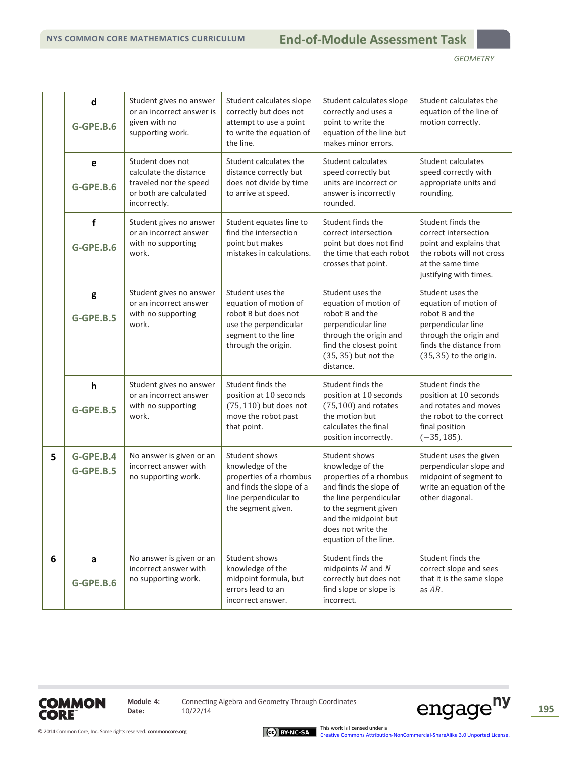|   |   |   |   |   |   |
|---|---|---|---|---|---|
|   | d<br>G-GPE.B.6 | Student gives no answer or an incorrect answer is given with no supporting work. | Student calculates slope correctly but does not attempt to use a point to write the equation of the line. | Student calculates slope correctly and uses a point to write the equation of the line but makes minor errors. | Student calculates the equation of the line of motion correctly. |
|   | e<br>G-GPE.B.6 | Student does not calculate the distance traveled nor the speed or both are calculated incorrectly. | Student calculates the distance correctly but does not divide by time to arrive at speed. | Student calculates speed correctly but units are incorrect or answer is incorrectly rounded. | Student calculates speed correctly with appropriate units and rounding. |
|   | f<br>G-GPE.B.6 | Student gives no answer or an incorrect answer with no supporting work. | Student equates line to find the intersection point but makes mistakes in calculations. | Student finds the correct intersection point but does not find the time that each robot crosses that point. | Student finds the correct intersection point and explains that the robots will not cross at the same time justifying with times. |
|   | g<br>G-GPE.B.5 | Student gives no answer or an incorrect answer with no supporting work. | Student uses the equation of motion of robot B but does not use the perpendicular segment to the line through the origin. | Student uses the equation of motion of robot B and the perpendicular line through the origin and find the closest point $(35, 35)$ but not the distance. | Student uses the equation of motion of robot B and the perpendicular line through the origin and finds the distance from $(35, 35)$ to the origin. |
|   | h<br>G-GPE.B.5 | Student gives no answer or an incorrect answer with no supporting work. | Student finds the position at 10 seconds $(75, 110)$ but does not move the robot past that point. | Student finds the position at 10 seconds $(75,100)$ and rotates the motion but calculates the final position incorrectly. | Student finds the position at 10 seconds and rotates and moves the robot to the correct final position $(-35, 185)$. |
| 5 | G-GPE.B.4<br>G-GPE.B.5 | No answer is given or an incorrect answer with no supporting work. | Student shows knowledge of the properties of a rhombus and finds the slope of a line perpendicular to the segment given. | Student shows knowledge of the properties of a rhombus and finds the slope of the line perpendicular to the segment given and the midpoint but does not write the equation of the line. | Student uses the given perpendicular slope and midpoint of segment to write an equation of the other diagonal. |
| 6 | a<br>G-GPE.B.6 | No answer is given or an incorrect answer with no supporting work. | Student shows knowledge of the midpoint formula, but errors lead to an incorrect answer. | Student finds the midpoints $M$ and $N$ correctly but does not find slope or slope is incorrect. | Student finds the correct slope and sees that it is the same slope as $\overline{AB}$. |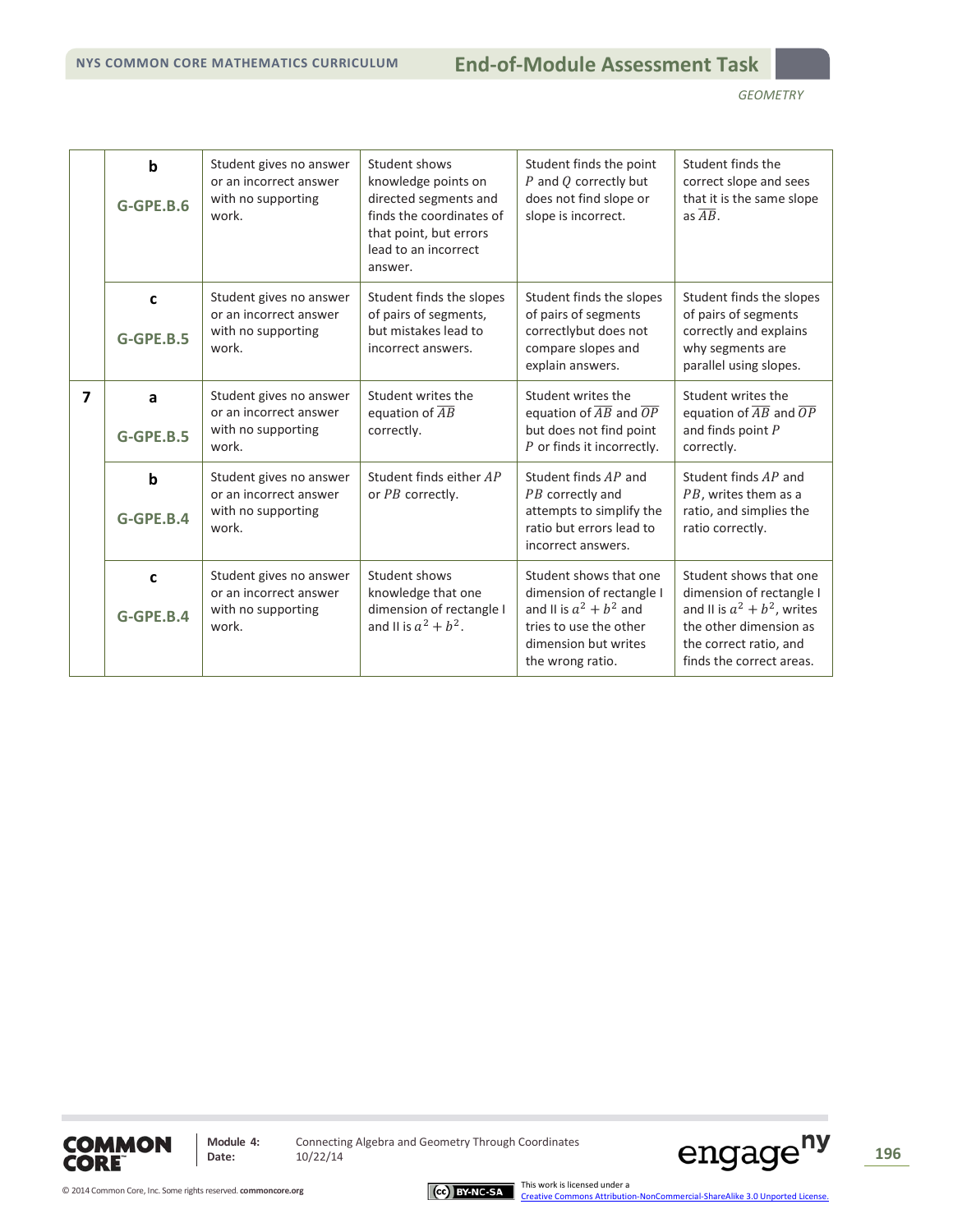| | | | | | |
|---|---|---|---|---|---|
| | **b**<br>G-GPE.B.6 | Student gives no answer or an incorrect answer with no supporting work. | Student shows knowledge points on directed segments and finds the coordinates of that point, but errors lead to an incorrect answer. | Student finds the point $P$ and $Q$ correctly but does not find slope or slope is incorrect. | Student finds the correct slope and sees that it is the same slope as $\overline{AB}$. |
| | **c**<br>G-GPE.B.5 | Student gives no answer or an incorrect answer with no supporting work. | Student finds the slopes of pairs of segments, but mistakes lead to incorrect answers. | Student finds the slopes of pairs of segments correctlybut does not compare slopes and explain answers. | Student finds the slopes of pairs of segments correctly and explains why segments are parallel using slopes. |
| **7** | **a**<br>G-GPE.B.5 | Student gives no answer or an incorrect answer with no supporting work. | Student writes the equation of $\overline{AB}$ correctly. | Student writes the equation of $\overline{AB}$ and $\overline{OP}$ but does not find point $P$ or finds it incorrectly. | Student writes the equation of $\overline{AB}$ and $\overline{OP}$ and finds point $P$ correctly. |
| | **b**<br>G-GPE.B.4 | Student gives no answer or an incorrect answer with no supporting work. | Student finds either $AP$ or $PB$ correctly. | Student finds $AP$ and $PB$ correctly and attempts to simplify the ratio but errors lead to incorrect answers. | Student finds $AP$ and $PB$, writes them as a ratio, and simplies the ratio correctly. |
| | **c**<br>G-GPE.B.4 | Student gives no answer or an incorrect answer with no supporting work. | Student shows knowledge that one dimension of rectangle I and II is $a^2 + b^2$. | Student shows that one dimension of rectangle I and II is $a^2 + b^2$ and tries to use the other dimension but writes the wrong ratio. | Student shows that one dimension of rectangle I and II is $a^2 + b^2$, writes the other dimension as the correct ratio, and finds the correct areas. |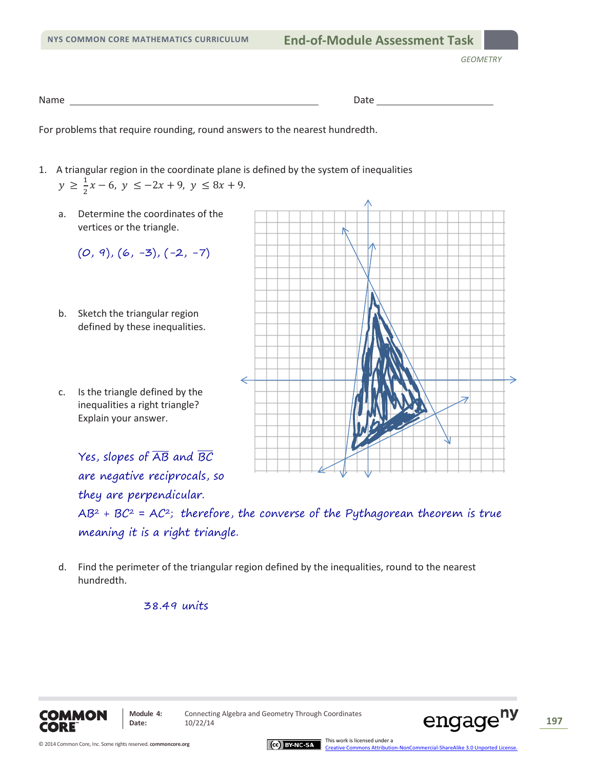Name ______________________________ Date ____________________

For problems that require rounding, round answers to the nearest hundredth.

1. A triangular region in the coordinate plane is defined by the system of inequalities $y \geq \frac{1}{2}x - 6,\ y \leq -2x + 9,\ y \leq 8x + 9.$

   a. Determine the coordinates of the vertices or the triangle.

   *(0, 9), (6, -3), (-2, -7)*

   b. Sketch the triangular region defined by these inequalities.

   c. Is the triangle defined by the inequalities a right triangle? Explain your answer.

   *Yes, slopes of $\overline{AB}$ and $\overline{BC}$ are negative reciprocals, so they are perpendicular.*
   *$AB^2 + BC^2 = AC^2$; therefore, the converse of the Pythagorean theorem is true meaning it is a right triangle.*

   d. Find the perimeter of the triangular region defined by the inequalities, round to the nearest hundredth.

   *38.49 units*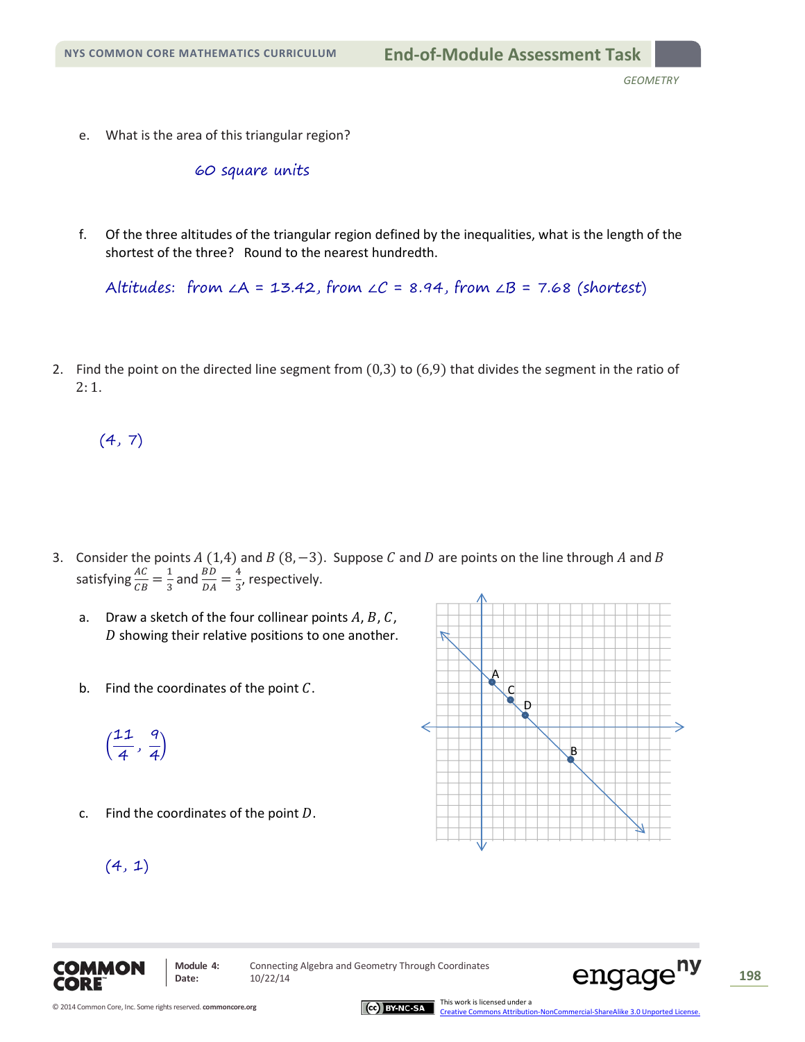e. What is the area of this triangular region?

60 square units

f. Of the three altitudes of the triangular region defined by the inequalities, what is the length of the shortest of the three? Round to the nearest hundredth.

Altitudes: from $\angle A$ = 13.42, from $\angle C$ = 8.94, from $\angle B$ = 7.68 (shortest)

2. Find the point on the directed line segment from $(0,3)$ to $(6,9)$ that divides the segment in the ratio of $2:1$.

$(4, 7)$

3. Consider the points $A\ (1,4)$ and $B\ (8,-3)$. Suppose $C$ and $D$ are points on the line through $A$ and $B$ satisfying $\frac{AC}{CB} = \frac{1}{3}$ and $\frac{BD}{DA} = \frac{4}{3}$, respectively.

a. Draw a sketch of the four collinear points $A$, $B$, $C$, $D$ showing their relative positions to one another.

b. Find the coordinates of the point $C$.

$\left(\frac{11}{4}, \frac{9}{4}\right)$

c. Find the coordinates of the point $D$.

$(4, 1)$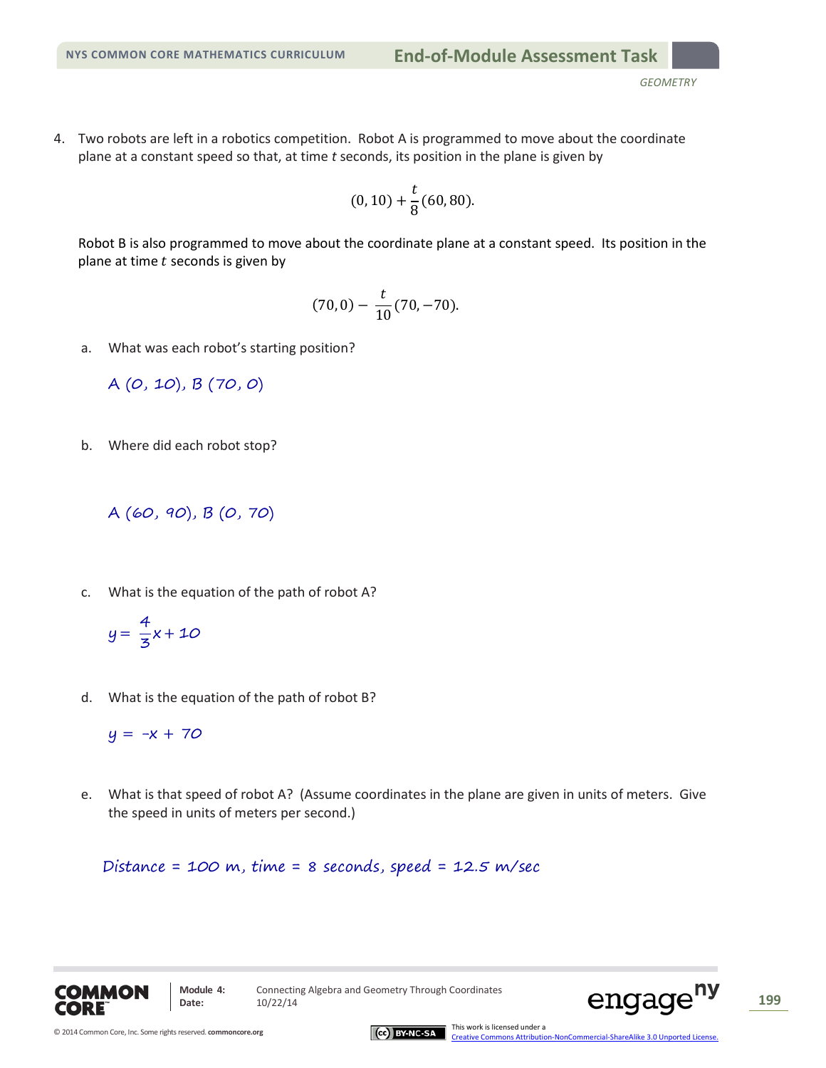4. Two robots are left in a robotics competition. Robot A is programmed to move about the coordinate plane at a constant speed so that, at time $t$ seconds, its position in the plane is given by

$$(0, 10) + \frac{t}{8}(60, 80).$$

Robot B is also programmed to move about the coordinate plane at a constant speed. Its position in the plane at time $t$ seconds is given by

$$(70, 0) - \frac{t}{10}(70, -70).$$

a. What was each robot's starting position?

A $(0, 10)$, B $(70, 0)$

b. Where did each robot stop?

A $(60, 90)$, B $(0, 70)$

c. What is the equation of the path of robot A?

$y = \frac{4}{3}x + 10$

d. What is the equation of the path of robot B?

$y = -x + 70$

e. What is that speed of robot A? (Assume coordinates in the plane are given in units of meters. Give the speed in units of meters per second.)

Distance = 100 m, time = 8 seconds, speed = 12.5 m/sec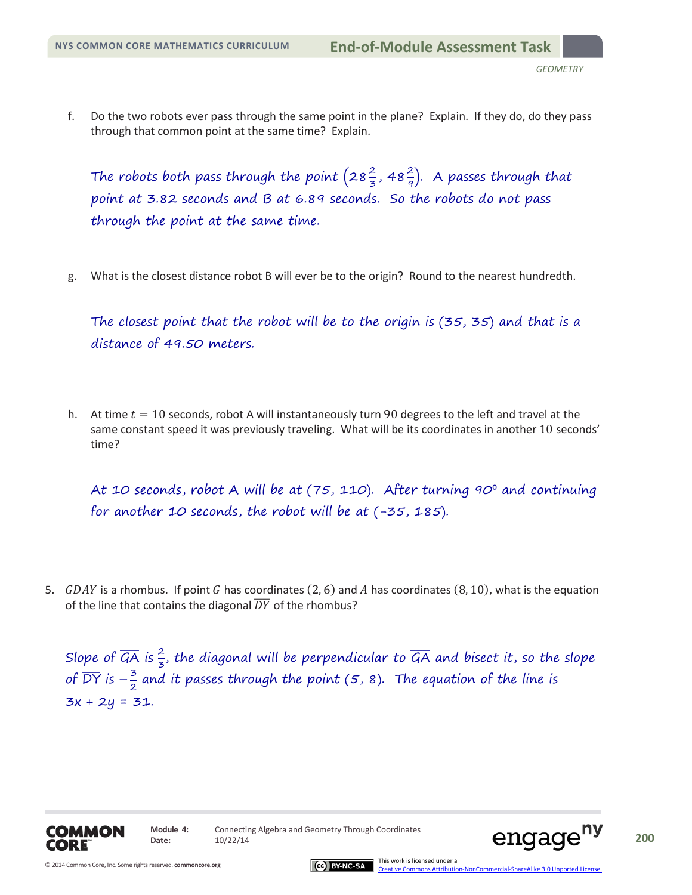f. Do the two robots ever pass through the same point in the plane? Explain. If they do, do they pass through that common point at the same time? Explain.

*The robots both pass through the point $\left(28\frac{2}{3}, 48\frac{2}{9}\right)$. A passes through that point at 3.82 seconds and B at 6.89 seconds. So the robots do not pass through the point at the same time.*

g. What is the closest distance robot B will ever be to the origin? Round to the nearest hundredth.

*The closest point that the robot will be to the origin is (35, 35) and that is a distance of 49.50 meters.*

h. At time $t = 10$ seconds, robot A will instantaneously turn 90 degrees to the left and travel at the same constant speed it was previously traveling. What will be its coordinates in another 10 seconds' time?

*At 10 seconds, robot A will be at (75, 110). After turning 90° and continuing for another 10 seconds, the robot will be at (-35, 185).*

5. $GDAY$ is a rhombus. If point $G$ has coordinates $(2, 6)$ and $A$ has coordinates $(8, 10)$, what is the equation of the line that contains the diagonal $\overline{DY}$ of the rhombus?

*Slope of $\overline{GA}$ is $\frac{2}{3}$, the diagonal will be perpendicular to $\overline{GA}$ and bisect it, so the slope of $\overline{DY}$ is $-\frac{3}{2}$ and it passes through the point (5, 8). The equation of the line is $3x + 2y = 31$.*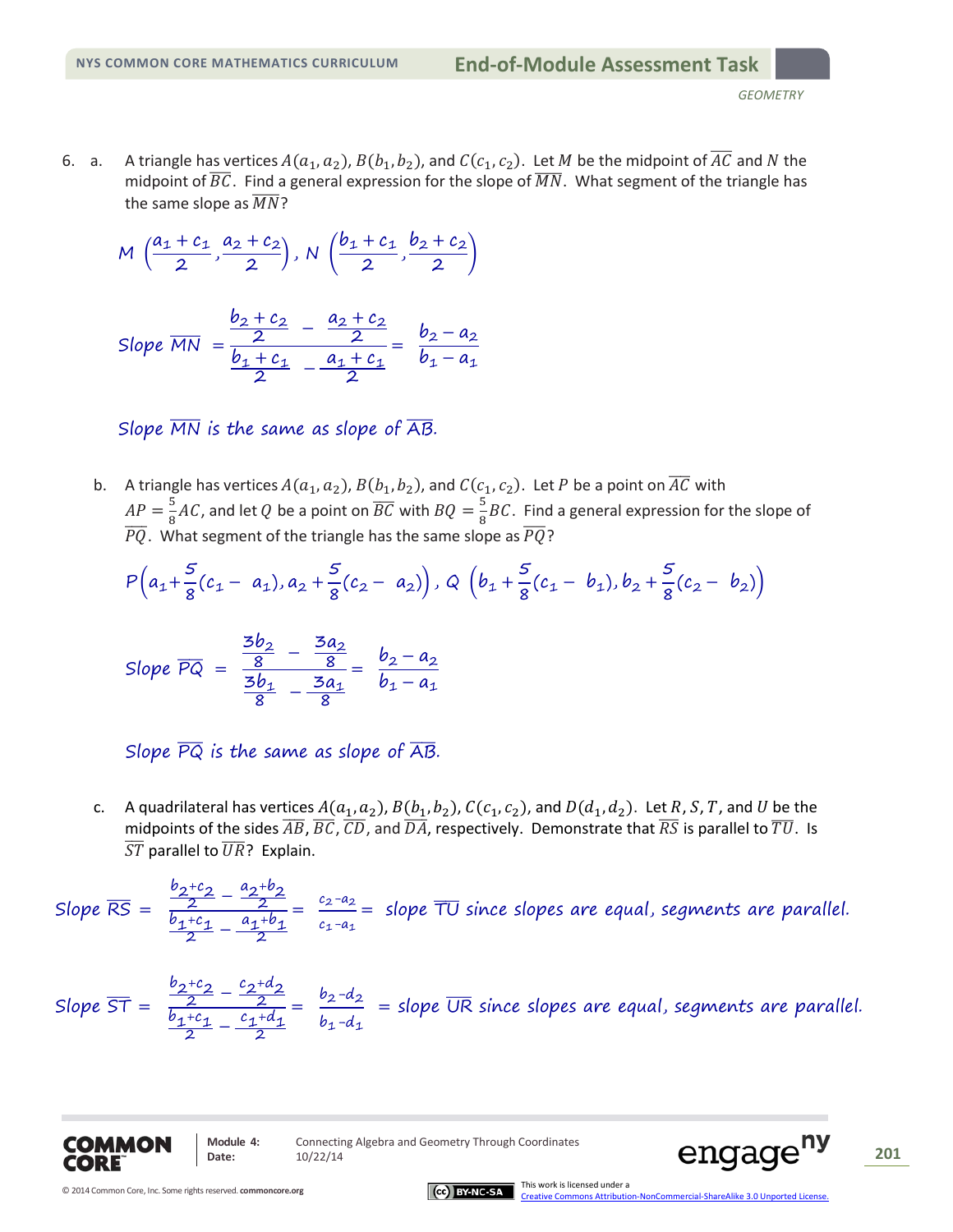6. a. A triangle has vertices $A(a_1, a_2)$, $B(b_1, b_2)$, and $C(c_1, c_2)$. Let $M$ be the midpoint of $\overline{AC}$ and $N$ the midpoint of $\overline{BC}$. Find a general expression for the slope of $\overline{MN}$. What segment of the triangle has the same slope as $\overline{MN}$?

$$M\left(\frac{a_1+c_1}{2}, \frac{a_2+c_2}{2}\right),\ N\left(\frac{b_1+c_1}{2}, \frac{b_2+c_2}{2}\right)$$

$$\text{Slope } \overline{MN} = \frac{\frac{b_2+c_2}{2} - \frac{a_2+c_2}{2}}{\frac{b_1+c_1}{2} - \frac{a_1+c_1}{2}} = \frac{b_2-a_2}{b_1-a_1}$$

*Slope $\overline{MN}$ is the same as slope of $\overline{AB}$.*

b. A triangle has vertices $A(a_1, a_2)$, $B(b_1, b_2)$, and $C(c_1, c_2)$. Let $P$ be a point on $\overline{AC}$ with $AP = \frac{5}{8}AC$, and let $Q$ be a point on $\overline{BC}$ with $BQ = \frac{5}{8}BC$. Find a general expression for the slope of $\overline{PQ}$. What segment of the triangle has the same slope as $\overline{PQ}$?

$$P\left(a_1 + \frac{5}{8}(c_1 - a_1), a_2 + \frac{5}{8}(c_2 - a_2)\right),\ Q\left(b_1 + \frac{5}{8}(c_1 - b_1), b_2 + \frac{5}{8}(c_2 - b_2)\right)$$

$$\text{Slope } \overline{PQ} = \frac{\frac{3b_2}{8} - \frac{3a_2}{8}}{\frac{3b_1}{8} - \frac{3a_1}{8}} = \frac{b_2-a_2}{b_1-a_1}$$

*Slope $\overline{PQ}$ is the same as slope of $\overline{AB}$.*

c. A quadrilateral has vertices $A(a_1, a_2)$, $B(b_1, b_2)$, $C(c_1, c_2)$, and $D(d_1, d_2)$. Let $R$, $S$, $T$, and $U$ be the midpoints of the sides $\overline{AB}$, $\overline{BC}$, $\overline{CD}$, and $\overline{DA}$, respectively. Demonstrate that $\overline{RS}$ is parallel to $\overline{TU}$. Is $\overline{ST}$ parallel to $\overline{UR}$? Explain.

$$\text{Slope } \overline{RS} = \frac{\frac{b_2+c_2}{2} - \frac{a_2+b_2}{2}}{\frac{b_1+c_1}{2} - \frac{a_1+b_1}{2}} = \frac{c_2-a_2}{c_1-a_1} = \text{slope } \overline{TU}$$

*since slopes are equal, segments are parallel.*

$$\text{Slope } \overline{ST} = \frac{\frac{b_2+c_2}{2} - \frac{c_2+d_2}{2}}{\frac{b_1+c_1}{2} - \frac{c_1+d_1}{2}} = \frac{b_2-d_2}{b_1-d_1} = \text{slope } \overline{UR}$$

*since slopes are equal, segments are parallel.*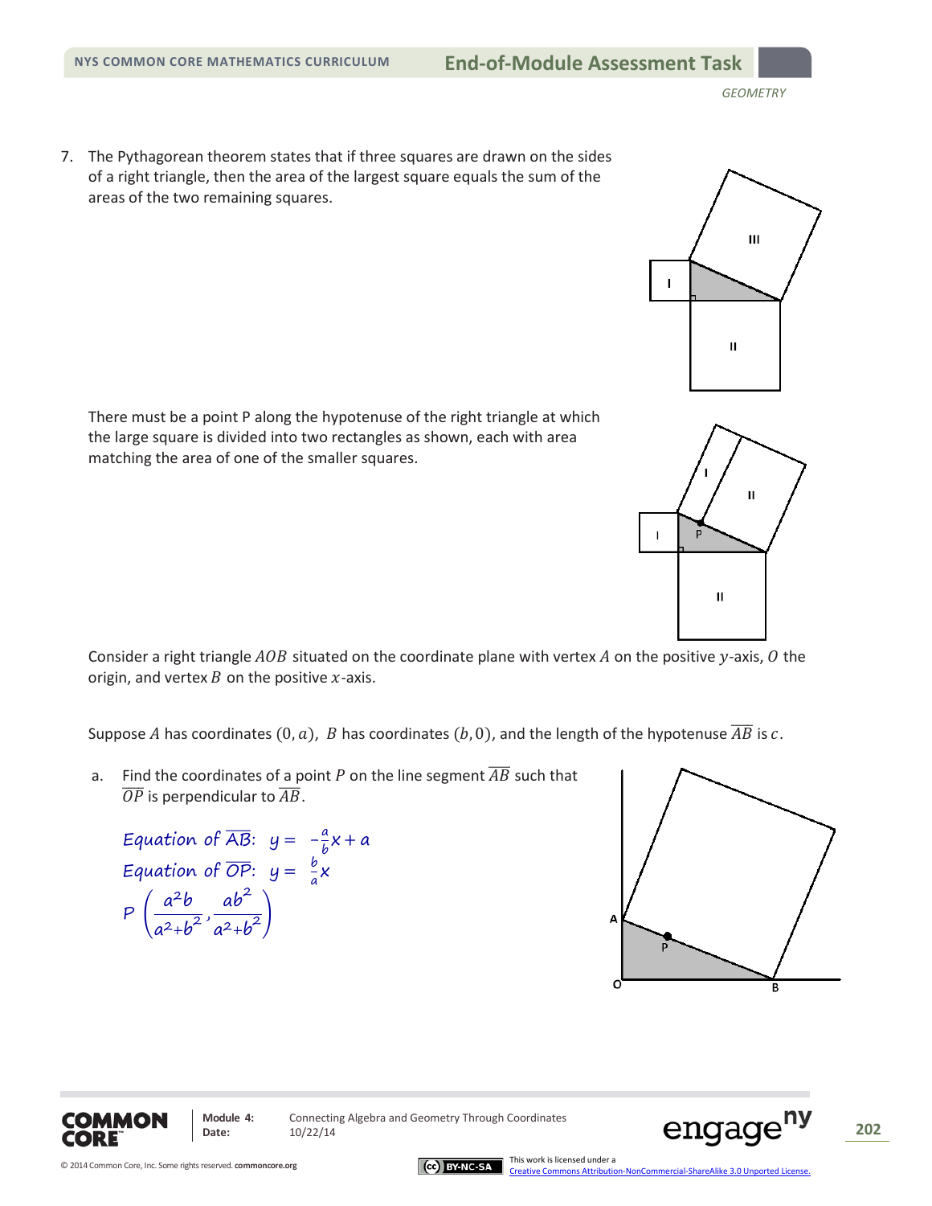7. The Pythagorean theorem states that if three squares are drawn on the sides of a right triangle, then the area of the largest square equals the sum of the areas of the two remaining squares.

   There must be a point P along the hypotenuse of the right triangle at which the large square is divided into two rectangles as shown, each with area matching the area of one of the smaller squares.

   Consider a right triangle $AOB$ situated on the coordinate plane with vertex $A$ on the positive $y$-axis, $O$ the origin, and vertex $B$ on the positive $x$-axis.

   Suppose $A$ has coordinates $(0, a)$, $B$ has coordinates $(b, 0)$, and the length of the hypotenuse $\overline{AB}$ is $c$.

   a. Find the coordinates of a point $P$ on the line segment $\overline{AB}$ such that $\overline{OP}$ is perpendicular to $\overline{AB}$.

      *Equation of* $\overline{AB}$: $y = -\frac{a}{b}x + a$

      *Equation of* $\overline{OP}$: $y = \frac{b}{a}x$

      $P\left(\frac{a^2b}{a^2+b^2}, \frac{ab^2}{a^2+b^2}\right)$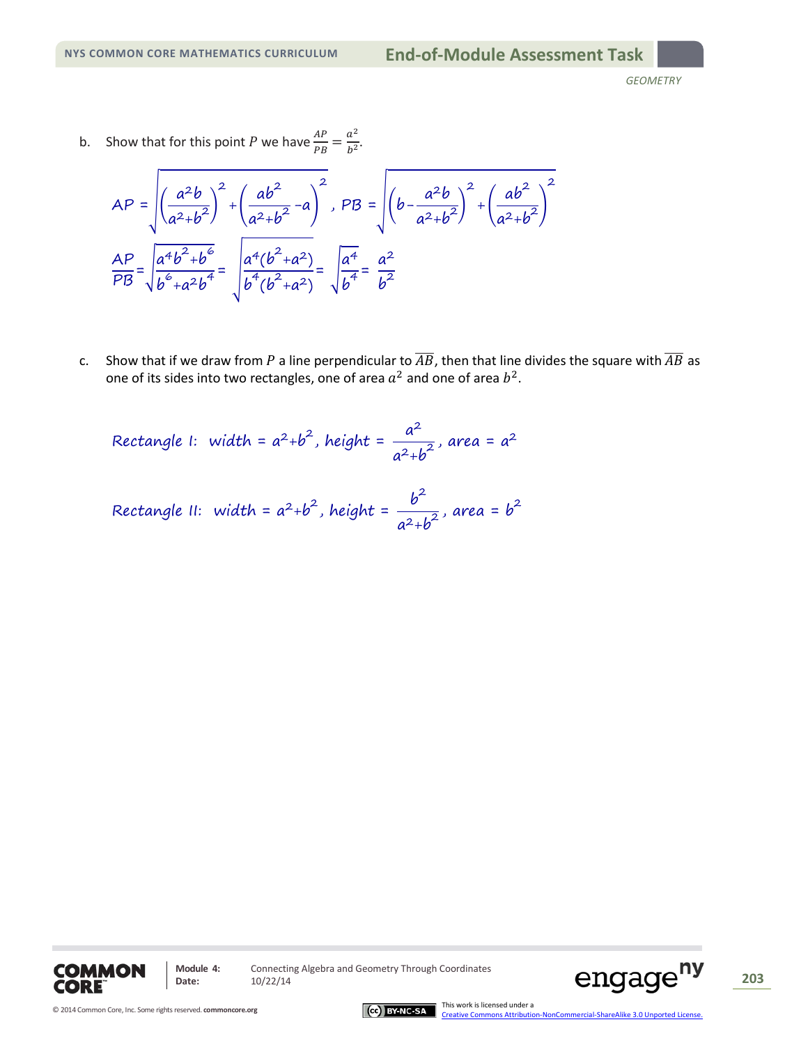b. Show that for this point $P$ we have $\frac{AP}{PB} = \frac{a^2}{b^2}$.

$$AP = \sqrt{\left(\frac{a^2b}{a^2+b^2}\right)^2 + \left(\frac{ab^2}{a^2+b^2} - a\right)^2}, \quad PB = \sqrt{\left(b - \frac{a^2b}{a^2+b^2}\right)^2 + \left(\frac{ab^2}{a^2+b^2}\right)^2}$$

$$\frac{AP}{PB} = \sqrt{\frac{a^4b^2+b^6}{b^6+a^2b^4}} = \sqrt{\frac{a^4(b^2+a^2)}{b^4(b^2+a^2)}} = \sqrt{\frac{a^4}{b^4}} = \frac{a^2}{b^2}$$

c. Show that if we draw from $P$ a line perpendicular to $\overline{AB}$, then that line divides the square with $\overline{AB}$ as one of its sides into two rectangles, one of area $a^2$ and one of area $b^2$.

Rectangle I: width $= a^2+b^2$, height $= \frac{a^2}{a^2+b^2}$, area $= a^2$

Rectangle II: width $= a^2+b^2$, height $= \frac{b^2}{a^2+b^2}$, area $= b^2$